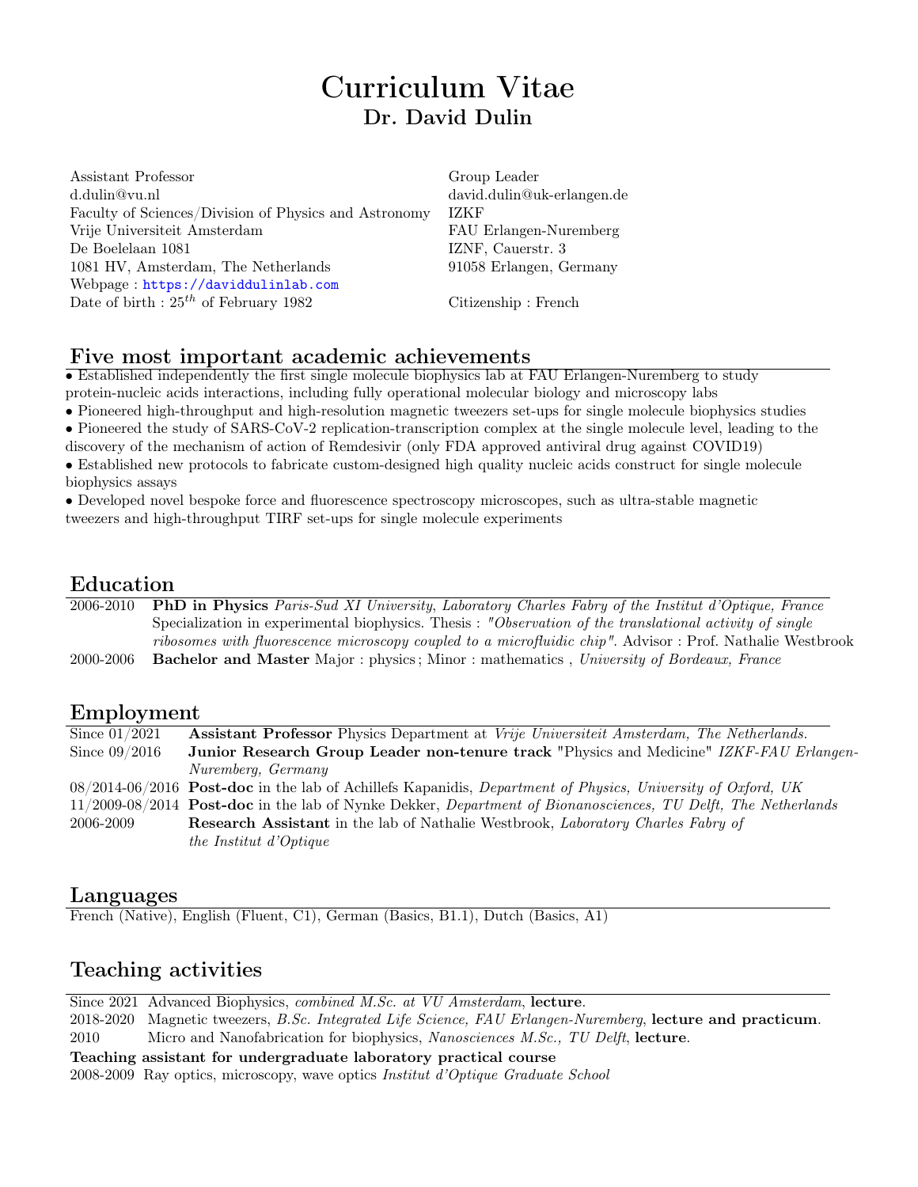# Curriculum Vitae

## Dr. David Dulin

Assistant Professor
d.dulin@vu.nl
Faculty of Sciences/Division of Physics and Astronomy
Vrije Universiteit Amsterdam
De Boelelaan 1081
1081 HV, Amsterdam, The Netherlands
Webpage : https://daviddulinlab.com
Date of birth : $25^{th}$ of February 1982

Group Leader
david.dulin@uk-erlangen.de
IZKF
FAU Erlangen-Nuremberg
IZNF, Cauerstr. 3
91058 Erlangen, Germany

Citizenship : French

## Five most important academic achievements

- Established independently the first single molecule biophysics lab at FAU Erlangen-Nuremberg to study protein-nucleic acids interactions, including fully operational molecular biology and microscopy labs
- Pioneered high-throughput and high-resolution magnetic tweezers set-ups for single molecule biophysics studies
- Pioneered the study of SARS-CoV-2 replication-transcription complex at the single molecule level, leading to the discovery of the mechanism of action of Remdesivir (only FDA approved antiviral drug against COVID19)
- Established new protocols to fabricate custom-designed high quality nucleic acids construct for single molecule biophysics assays
- Developed novel bespoke force and fluorescence spectroscopy microscopes, such as ultra-stable magnetic tweezers and high-throughput TIRF set-ups for single molecule experiments

## Education

| | |
|---|---|
| 2006-2010 | **PhD in Physics** *Paris-Sud XI University, Laboratory Charles Fabry of the Institut d'Optique, France* Specialization in experimental biophysics. Thesis : *"Observation of the translational activity of single ribosomes with fluorescence microscopy coupled to a microfluidic chip"*. Advisor : Prof. Nathalie Westbrook |
| 2000-2006 | **Bachelor and Master** Major : physics ; Minor : mathematics , *University of Bordeaux, France* |

## Employment

| | |
|---|---|
| Since 01/2021 | **Assistant Professor** Physics Department at *Vrije Universiteit Amsterdam, The Netherlands.* |
| Since 09/2016 | **Junior Research Group Leader non-tenure track** "Physics and Medicine" *IZKF-FAU Erlangen-Nuremberg, Germany* |
| 08/2014-06/2016 | **Post-doc** in the lab of Achillefs Kapanidis, *Department of Physics, University of Oxford, UK* |
| 11/2009-08/2014 | **Post-doc** in the lab of Nynke Dekker, *Department of Bionanosciences, TU Delft, The Netherlands* |
| 2006-2009 | **Research Assistant** in the lab of Nathalie Westbrook, *Laboratory Charles Fabry of the Institut d'Optique* |

## Languages

French (Native), English (Fluent, C1), German (Basics, B1.1), Dutch (Basics, A1)

## Teaching activities

| | |
|---|---|
| Since 2021 | Advanced Biophysics, *combined M.Sc. at VU Amsterdam*, **lecture**. |
| 2018-2020 | Magnetic tweezers, *B.Sc. Integrated Life Science, FAU Erlangen-Nuremberg*, **lecture and practicum**. |
| 2010 | Micro and Nanofabrication for biophysics, *Nanosciences M.Sc., TU Delft*, **lecture**. |

**Teaching assistant for undergraduate laboratory practical course**

| | |
|---|---|
| 2008-2009 | Ray optics, microscopy, wave optics *Institut d'Optique Graduate School* |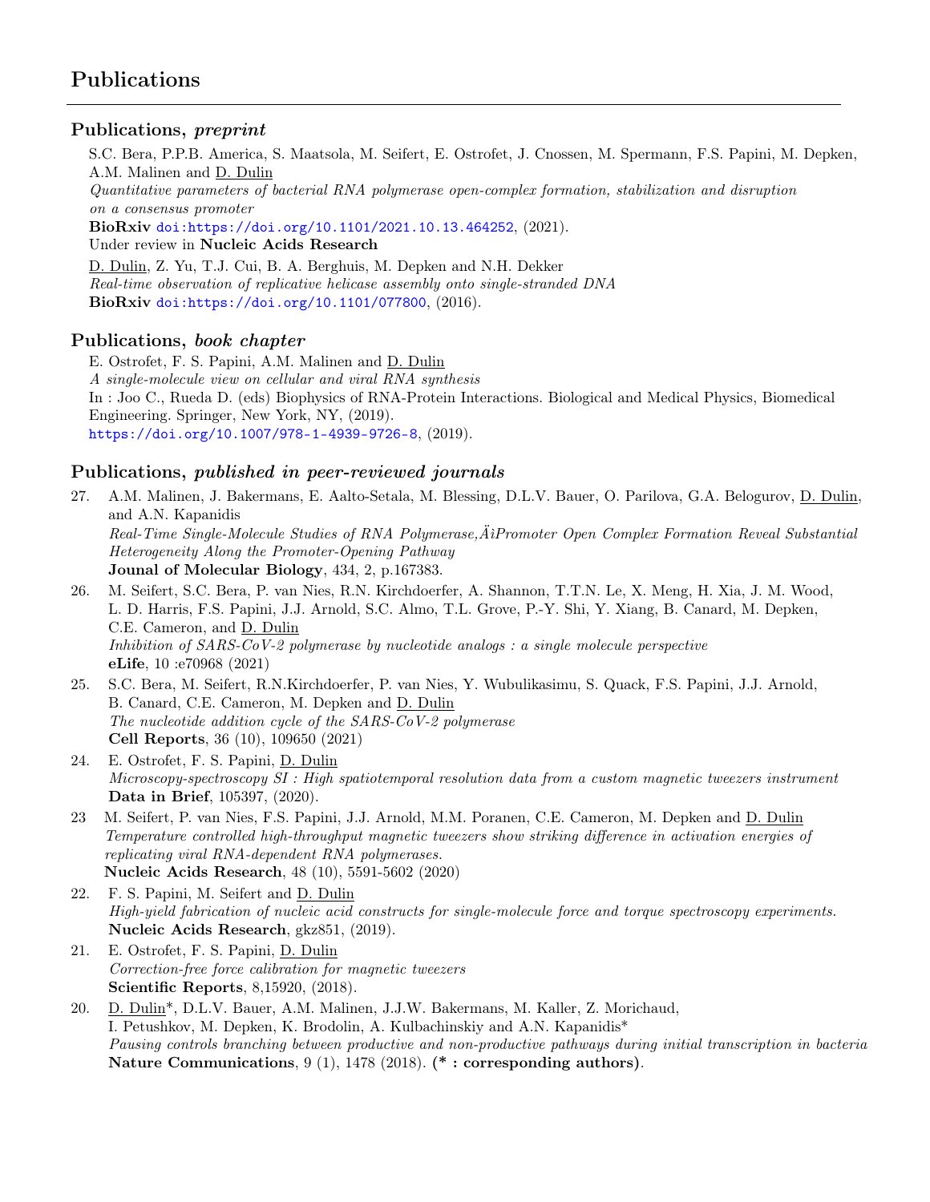# Publications

## Publications, *preprint*

S.C. Bera, P.P.B. America, S. Maatsola, M. Seifert, E. Ostrofet, J. Cnossen, M. Spermann, F.S. Papini, M. Depken, A.M. Malinen and D. Dulin
*Quantitative parameters of bacterial RNA polymerase open-complex formation, stabilization and disruption on a consensus promoter*
**BioRxiv** doi:https://doi.org/10.1101/2021.10.13.464252, (2021).
Under review in **Nucleic Acids Research**

D. Dulin, Z. Yu, T.J. Cui, B. A. Berghuis, M. Depken and N.H. Dekker
*Real-time observation of replicative helicase assembly onto single-stranded DNA*
**BioRxiv** doi:https://doi.org/10.1101/077800, (2016).

## Publications, *book chapter*

E. Ostrofet, F. S. Papini, A.M. Malinen and D. Dulin
*A single-molecule view on cellular and viral RNA synthesis*
In : Joo C., Rueda D. (eds) Biophysics of RNA-Protein Interactions. Biological and Medical Physics, Biomedical Engineering. Springer, New York, NY, (2019).
https://doi.org/10.1007/978-1-4939-9726-8, (2019).

## Publications, *published in peer-reviewed journals*

27. A.M. Malinen, J. Bakermans, E. Aalto-Setala, M. Blessing, D.L.V. Bauer, O. Parilova, G.A. Belogurov, D. Dulin, and A.N. Kapanidis
*Real-Time Single-Molecule Studies of RNA Polymerase,Äìpromoter Open Complex Formation Reveal Substantial Heterogeneity Along the Promoter-Opening Pathway*
**Journal of Molecular Biology**, 434, 2, p.167383.

26. M. Seifert, S.C. Bera, P. van Nies, R.N. Kirchdoerfer, A. Shannon, T.T.N. Le, X. Meng, H. Xia, J. M. Wood, L. D. Harris, F.S. Papini, J.J. Arnold, S.C. Almo, T.L. Grove, P.-Y. Shi, Y. Xiang, B. Canard, M. Depken, C.E. Cameron, and D. Dulin
*Inhibition of SARS-CoV-2 polymerase by nucleotide analogs : a single molecule perspective*
**eLife**, 10 :e70968 (2021)

25. S.C. Bera, M. Seifert, R.N.Kirchdoerfer, P. van Nies, Y. Wubulikasimu, S. Quack, F.S. Papini, J.J. Arnold, B. Canard, C.E. Cameron, M. Depken and D. Dulin
*The nucleotide addition cycle of the SARS-CoV-2 polymerase*
**Cell Reports**, 36 (10), 109650 (2021)

24. E. Ostrofet, F. S. Papini, D. Dulin
*Microscopy-spectroscopy SI : High spatiotemporal resolution data from a custom magnetic tweezers instrument*
**Data in Brief**, 105397, (2020).

23. M. Seifert, P. van Nies, F.S. Papini, J.J. Arnold, M.M. Poranen, C.E. Cameron, M. Depken and D. Dulin
*Temperature controlled high-throughput magnetic tweezers show striking difference in activation energies of replicating viral RNA-dependent RNA polymerases.*
**Nucleic Acids Research**, 48 (10), 5591-5602 (2020)

22. F. S. Papini, M. Seifert and D. Dulin
*High-yield fabrication of nucleic acid constructs for single-molecule force and torque spectroscopy experiments.*
**Nucleic Acids Research**, gkz851, (2019).

21. E. Ostrofet, F. S. Papini, D. Dulin
*Correction-free force calibration for magnetic tweezers*
**Scientific Reports**, 8,15920, (2018).

20. D. Dulin*, D.L.V. Bauer, A.M. Malinen, J.J.W. Bakermans, M. Kaller, Z. Morichaud, I. Petushkov, M. Depken, K. Brodolin, A. Kulbachinskiy and A.N. Kapanidis*
*Pausing controls branching between productive and non-productive pathways during initial transcription in bacteria*
**Nature Communications**, 9 (1), 1478 (2018). **(* : corresponding authors)**.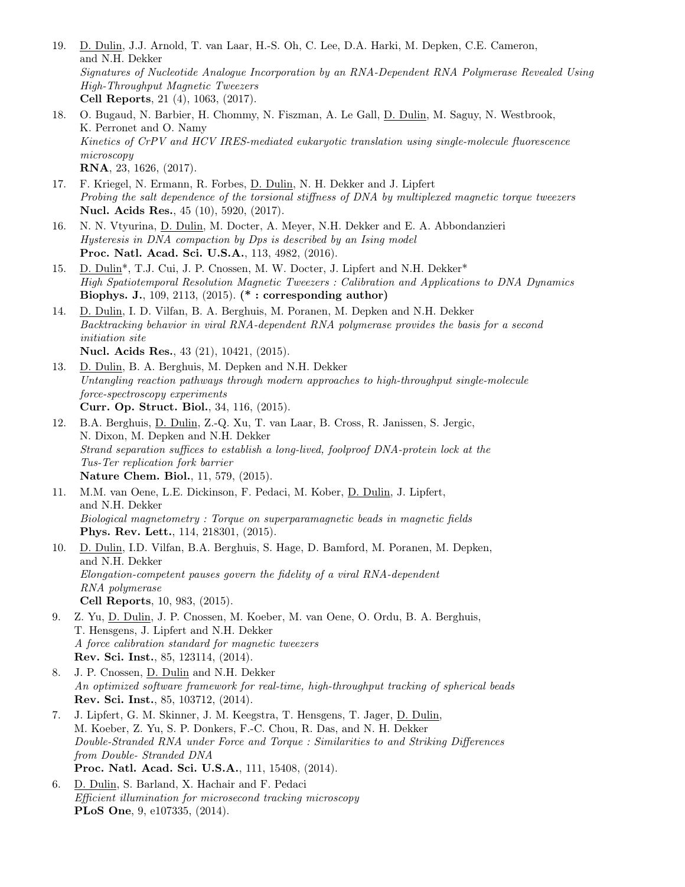19. D. Dulin, J.J. Arnold, T. van Laar, H.-S. Oh, C. Lee, D.A. Harki, M. Depken, C.E. Cameron, and N.H. Dekker
    *Signatures of Nucleotide Analogue Incorporation by an RNA-Dependent RNA Polymerase Revealed Using High-Throughput Magnetic Tweezers*
    **Cell Reports**, 21 (4), 1063, (2017).

18. O. Bugaud, N. Barbier, H. Chommy, N. Fiszman, A. Le Gall, D. Dulin, M. Saguy, N. Westbrook, K. Perronet and O. Namy
    *Kinetics of CrPV and HCV IRES-mediated eukaryotic translation using single-molecule fluorescence microscopy*
    **RNA**, 23, 1626, (2017).

17. F. Kriegel, N. Ermann, R. Forbes, D. Dulin, N. H. Dekker and J. Lipfert
    *Probing the salt dependence of the torsional stiffness of DNA by multiplexed magnetic torque tweezers*
    **Nucl. Acids Res.**, 45 (10), 5920, (2017).

16. N. N. Vtyurina, D. Dulin, M. Docter, A. Meyer, N.H. Dekker and E. A. Abbondanzieri
    *Hysteresis in DNA compaction by Dps is described by an Ising model*
    **Proc. Natl. Acad. Sci. U.S.A.**, 113, 4982, (2016).

15. D. Dulin*, T.J. Cui, J. P. Cnossen, M. W. Docter, J. Lipfert and N.H. Dekker*
    *High Spatiotemporal Resolution Magnetic Tweezers : Calibration and Applications to DNA Dynamics*
    **Biophys. J.**, 109, 2113, (2015). **(* : corresponding author)**

14. D. Dulin, I. D. Vilfan, B. A. Berghuis, M. Poranen, M. Depken and N.H. Dekker
    *Backtracking behavior in viral RNA-dependent RNA polymerase provides the basis for a second initiation site*
    **Nucl. Acids Res.**, 43 (21), 10421, (2015).

13. D. Dulin, B. A. Berghuis, M. Depken and N.H. Dekker
    *Untangling reaction pathways through modern approaches to high-throughput single-molecule force-spectroscopy experiments*
    **Curr. Op. Struct. Biol.**, 34, 116, (2015).

12. B.A. Berghuis, D. Dulin, Z.-Q. Xu, T. van Laar, B. Cross, R. Janissen, S. Jergic, N. Dixon, M. Depken and N.H. Dekker
    *Strand separation suffices to establish a long-lived, foolproof DNA-protein lock at the Tus-Ter replication fork barrier*
    **Nature Chem. Biol.**, 11, 579, (2015).

11. M.M. van Oene, L.E. Dickinson, F. Pedaci, M. Kober, D. Dulin, J. Lipfert, and N.H. Dekker
    *Biological magnetometry : Torque on superparamagnetic beads in magnetic fields*
    **Phys. Rev. Lett.**, 114, 218301, (2015).

10. D. Dulin, I.D. Vilfan, B.A. Berghuis, S. Hage, D. Bamford, M. Poranen, M. Depken, and N.H. Dekker
    *Elongation-competent pauses govern the fidelity of a viral RNA-dependent RNA polymerase*
    **Cell Reports**, 10, 983, (2015).

9. Z. Yu, D. Dulin, J. P. Cnossen, M. Koeber, M. van Oene, O. Ordu, B. A. Berghuis, T. Hensgens, J. Lipfert and N.H. Dekker
    *A force calibration standard for magnetic tweezers*
    **Rev. Sci. Inst.**, 85, 123114, (2014).

8. J. P. Cnossen, D. Dulin and N.H. Dekker
    *An optimized software framework for real-time, high-throughput tracking of spherical beads*
    **Rev. Sci. Inst.**, 85, 103712, (2014).

7. J. Lipfert, G. M. Skinner, J. M. Keegstra, T. Hensgens, T. Jager, D. Dulin, M. Koeber, Z. Yu, S. P. Donkers, F.-C. Chou, R. Das, and N. H. Dekker
    *Double-Stranded RNA under Force and Torque : Similarities to and Striking Differences from Double- Stranded DNA*
    **Proc. Natl. Acad. Sci. U.S.A.**, 111, 15408, (2014).

6. D. Dulin, S. Barland, X. Hachair and F. Pedaci
    *Efficient illumination for microsecond tracking microscopy*
    **PLoS One**, 9, e107335, (2014).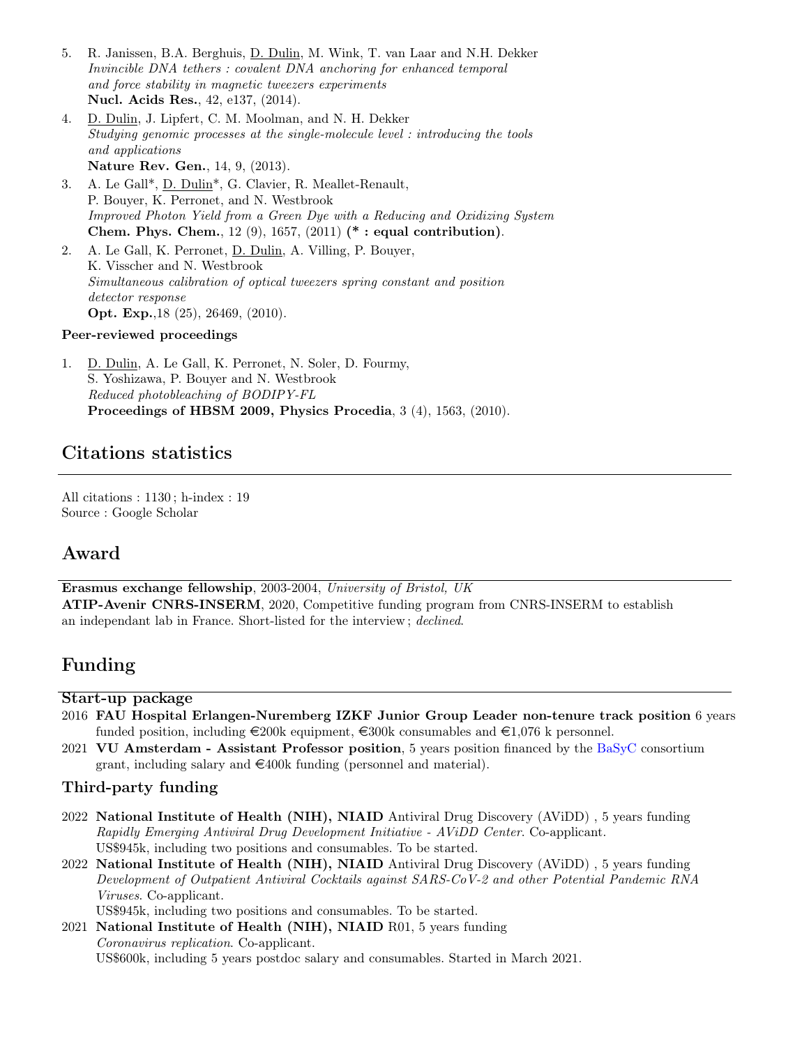5. R. Janissen, B.A. Berghuis, D. Dulin, M. Wink, T. van Laar and N.H. Dekker
   *Invincible DNA tethers : covalent DNA anchoring for enhanced temporal and force stability in magnetic tweezers experiments*
   **Nucl. Acids Res.**, 42, e137, (2014).
4. D. Dulin, J. Lipfert, C. M. Moolman, and N. H. Dekker
   *Studying genomic processes at the single-molecule level : introducing the tools and applications*
   **Nature Rev. Gen.**, 14, 9, (2013).
3. A. Le Gall*, D. Dulin*, G. Clavier, R. Meallet-Renault, P. Bouyer, K. Perronet, and N. Westbrook
   *Improved Photon Yield from a Green Dye with a Reducing and Oxidizing System*
   **Chem. Phys. Chem.**, 12 (9), 1657, (2011) **(* : equal contribution)**.
2. A. Le Gall, K. Perronet, D. Dulin, A. Villing, P. Bouyer, K. Visscher and N. Westbrook
   *Simultaneous calibration of optical tweezers spring constant and position detector response*
   **Opt. Exp.**,18 (25), 26469, (2010).

**Peer-reviewed proceedings**

1. D. Dulin, A. Le Gall, K. Perronet, N. Soler, D. Fourmy, S. Yoshizawa, P. Bouyer and N. Westbrook
   *Reduced photobleaching of BODIPY-FL*
   **Proceedings of HBSM 2009, Physics Procedia**, 3 (4), 1563, (2010).

## Citations statistics

All citations : 1130 ; h-index : 19
Source : Google Scholar

## Award

**Erasmus exchange fellowship**, 2003-2004, *University of Bristol, UK*
**ATIP-Avenir CNRS-INSERM**, 2020, Competitive funding program from CNRS-INSERM to establish an independant lab in France. Short-listed for the interview ; *declined*.

## Funding

### Start-up package

2016 **FAU Hospital Erlangen-Nuremberg IZKF Junior Group Leader non-tenure track position** 6 years funded position, including €200k equipment, €300k consumables and €1,076 k personnel.

2021 **VU Amsterdam - Assistant Professor position**, 5 years position financed by the BaSyC consortium grant, including salary and €400k funding (personnel and material).

### Third-party funding

2022 **National Institute of Health (NIH), NIAID** Antiviral Drug Discovery (AViDD) , 5 years funding
*Rapidly Emerging Antiviral Drug Development Initiative - AViDD Center*. Co-applicant.
US$945k, including two positions and consumables. To be started.

2022 **National Institute of Health (NIH), NIAID** Antiviral Drug Discovery (AViDD) , 5 years funding
*Development of Outpatient Antiviral Cocktails against SARS-CoV-2 and other Potential Pandemic RNA Viruses*. Co-applicant.
US$945k, including two positions and consumables. To be started.

2021 **National Institute of Health (NIH), NIAID** R01, 5 years funding
*Coronavirus replication*. Co-applicant.
US$600k, including 5 years postdoc salary and consumables. Started in March 2021.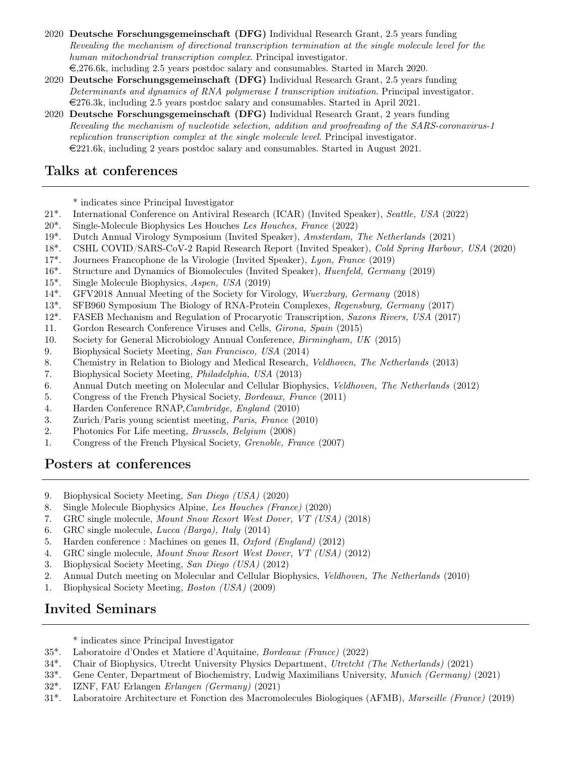2020 **Deutsche Forschungsgemeinschaft (DFG)** Individual Research Grant, 2.5 years funding
*Revealing the mechanism of directional transcription termination at the single molecule level for the human mitochondrial transcription complex*. Principal investigator.
€,276.6k, including 2.5 years postdoc salary and consumables. Started in March 2020.

2020 **Deutsche Forschungsgemeinschaft (DFG)** Individual Research Grant, 2.5 years funding
*Determinants and dynamics of RNA polymerase I transcription initiation*. Principal investigator.
€276.3k, including 2.5 years postdoc salary and consumables. Started in April 2021.

2020 **Deutsche Forschungsgemeinschaft (DFG)** Individual Research Grant, 2 years funding
*Revealing the mechanism of nucleotide selection, addition and proofreading of the SARS-coronavirus-1 replication transcription complex at the single molecule level*. Principal investigator.
€221.6k, including 2 years postdoc salary and consumables. Started in August 2021.

## Talks at conferences

\* indicates since Principal Investigator

21\*. International Conference on Antiviral Research (ICAR) (Invited Speaker), *Seattle, USA* (2022)
20\*. Single-Molecule Biophysics Les Houches *Les Houches, France* (2022)
19\*. Dutch Annual Virology Symposium (Invited Speaker), *Amsterdam, The Netherlands* (2021)
18\*. CSHL COVID/SARS-CoV-2 Rapid Research Report (Invited Speaker), *Cold Spring Harbour, USA* (2020)
17\*. Journees Francophone de la Virologie (Invited Speaker), *Lyon, France* (2019)
16\*. Structure and Dynamics of Biomolecules (Invited Speaker), *Huenfeld, Germany* (2019)
15\*. Single Molecule Biophysics, *Aspen, USA* (2019)
14\*. GFV2018 Annual Meeting of the Society for Virology, *Wuerzburg, Germany* (2018)
13\*. SFB960 Symposium The Biology of RNA-Protein Complexes, *Regensburg, Germany* (2017)
12\*. FASEB Mechanism and Regulation of Procaryotic Transcription, *Saxons Rivers, USA* (2017)
11. Gordon Research Conference Viruses and Cells, *Girona, Spain* (2015)
10. Society for General Microbiology Annual Conference, *Birmingham, UK* (2015)
9. Biophysical Society Meeting, *San Francisco, USA* (2014)
8. Chemistry in Relation to Biology and Medical Research, *Veldhoven, The Netherlands* (2013)
7. Biophysical Society Meeting, *Philadelphia, USA* (2013)
6. Annual Dutch meeting on Molecular and Cellular Biophysics, *Veldhoven, The Netherlands* (2012)
5. Congress of the French Physical Society, *Bordeaux, France* (2011)
4. Harden Conference RNAP,*Cambridge, England* (2010)
3. Zurich/Paris young scientist meeting, *Paris, France* (2010)
2. Photonics For Life meeting, *Brussels, Belgium* (2008)
1. Congress of the French Physical Society, *Grenoble, France* (2007)

## Posters at conferences

9. Biophysical Society Meeting, *San Diego (USA)* (2020)
8. Single Molecule Biophysics Alpine, *Les Houches (France)* (2020)
7. GRC single molecule, *Mount Snow Resort West Dover, VT (USA)* (2018)
6. GRC single molecule, *Lucca (Barga), Italy* (2014)
5. Harden conference : Machines on genes II, *Oxford (England)* (2012)
4. GRC single molecule, *Mount Snow Resort West Dover, VT (USA)* (2012)
3. Biophysical Society Meeting, *San Diego (USA)* (2012)
2. Annual Dutch meeting on Molecular and Cellular Biophysics, *Veldhoven, The Netherlands* (2010)
1. Biophysical Society Meeting, *Boston (USA)* (2009)

## Invited Seminars

\* indicates since Principal Investigator

35\*. Laboratoire d'Ondes et Matiere d'Aquitaine, *Bordeaux (France)* (2022)
34\*. Chair of Biophysics, Utrecht University Physics Department, *Utretcht (The Netherlands)* (2021)
33\*. Gene Center, Department of Biochemistry, Ludwig Maximilians University, *Munich (Germany)* (2021)
32\*. IZNF, FAU Erlangen *Erlangen (Germany)* (2021)
31\*. Laboratoire Architecture et Fonction des Macromolecules Biologiques (AFMB), *Marseille (France)* (2019)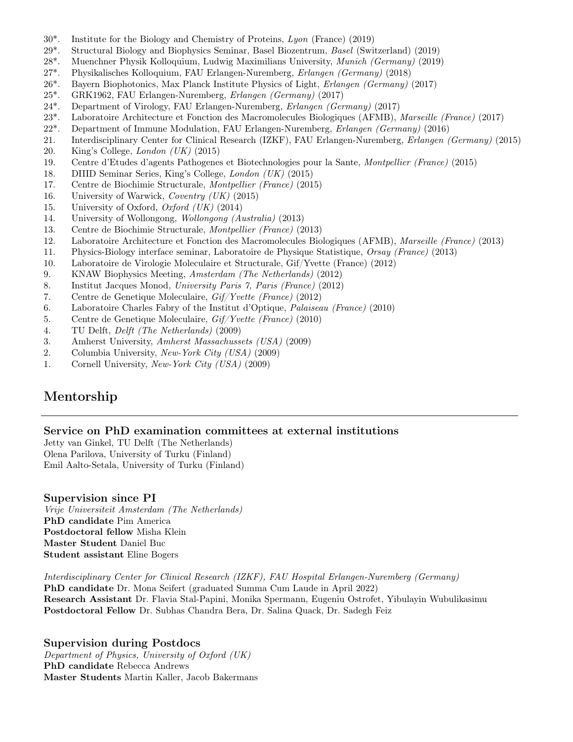30*. Institute for the Biology and Chemistry of Proteins, *Lyon* (France) (2019)
29*. Structural Biology and Biophysics Seminar, Basel Biozentrum, *Basel* (Switzerland) (2019)
28*. Muenchner Physik Kolloquium, Ludwig Maximilians University, *Munich (Germany)* (2019)
27*. Physikalisches Kolloquium, FAU Erlangen-Nuremberg, *Erlangen (Germany)* (2018)
26*. Bayern Biophotonics, Max Planck Institute Physics of Light, *Erlangen (Germany)* (2017)
25*. GRK1962, FAU Erlangen-Nuremberg, *Erlangen (Germany)* (2017)
24*. Department of Virology, FAU Erlangen-Nuremberg, *Erlangen (Germany)* (2017)
23*. Laboratoire Architecture et Fonction des Macromolecules Biologiques (AFMB), *Marseille (France)* (2017)
22*. Department of Immune Modulation, FAU Erlangen-Nuremberg, *Erlangen (Germany)* (2016)
21. Interdisciplinary Center for Clinical Research (IZKF), FAU Erlangen-Nuremberg, *Erlangen (Germany)* (2015)
20. King's College, *London (UK)* (2015)
19. Centre d'Etudes d'agents Pathogenes et Biotechnologies pour la Sante, *Montpellier (France)* (2015)
18. DIIID Seminar Series, King's College, *London (UK)* (2015)
17. Centre de Biochimie Structurale, *Montpellier (France)* (2015)
16. University of Warwick, *Coventry (UK)* (2015)
15. University of Oxford, *Oxford (UK)* (2014)
14. University of Wollongong, *Wollongong (Australia)* (2013)
13. Centre de Biochimie Structurale, *Montpellier (France)* (2013)
12. Laboratoire Architecture et Fonction des Macromolecules Biologiques (AFMB), *Marseille (France)* (2013)
11. Physics-Biology interface seminar, Laboratoire de Physique Statistique, *Orsay (France)* (2013)
10. Laboratoire de Virologie Moleculaire et Structurale, Gif/Yvette (France) (2012)
9. KNAW Biophysics Meeting, *Amsterdam (The Netherlands)* (2012)
8. Institut Jacques Monod, *University Paris 7, Paris (France)* (2012)
7. Centre de Genetique Moleculaire, *Gif/Yvette (France)* (2012)
6. Laboratoire Charles Fabry of the Institut d'Optique, *Palaiseau (France)* (2010)
5. Centre de Genetique Moleculaire, *Gif/Yvette (France)* (2010)
4. TU Delft, *Delft (The Netherlands)* (2009)
3. Amherst University, *Amherst Massachussets (USA)* (2009)
2. Columbia University, *New-York City (USA)* (2009)
1. Cornell University, *New-York City (USA)* (2009)

## Mentorship

### Service on PhD examination committees at external institutions

Jetty van Ginkel, TU Delft (The Netherlands)
Olena Parilova, University of Turku (Finland)
Emil Aalto-Setala, University of Turku (Finland)

### Supervision since PI

*Vrije Universiteit Amsterdam (The Netherlands)*
**PhD candidate** Pim America
**Postdoctoral fellow** Misha Klein
**Master Student** Daniel Buc
**Student assistant** Eline Bogers

*Interdisciplinary Center for Clinical Research (IZKF), FAU Hospital Erlangen-Nuremberg (Germany)*
**PhD candidate** Dr. Mona Seifert (graduated Summa Cum Laude in April 2022)
**Research Assistant** Dr. Flavia Stal-Papini, Monika Spermann, Eugeniu Ostrofet, Yibulayin Wubulikasimu
**Postdoctoral Fellow** Dr. Subhas Chandra Bera, Dr. Salina Quack, Dr. Sadegh Feiz

### Supervision during Postdocs

*Department of Physics, University of Oxford (UK)*
**PhD candidate** Rebecca Andrews
**Master Students** Martin Kaller, Jacob Bakermans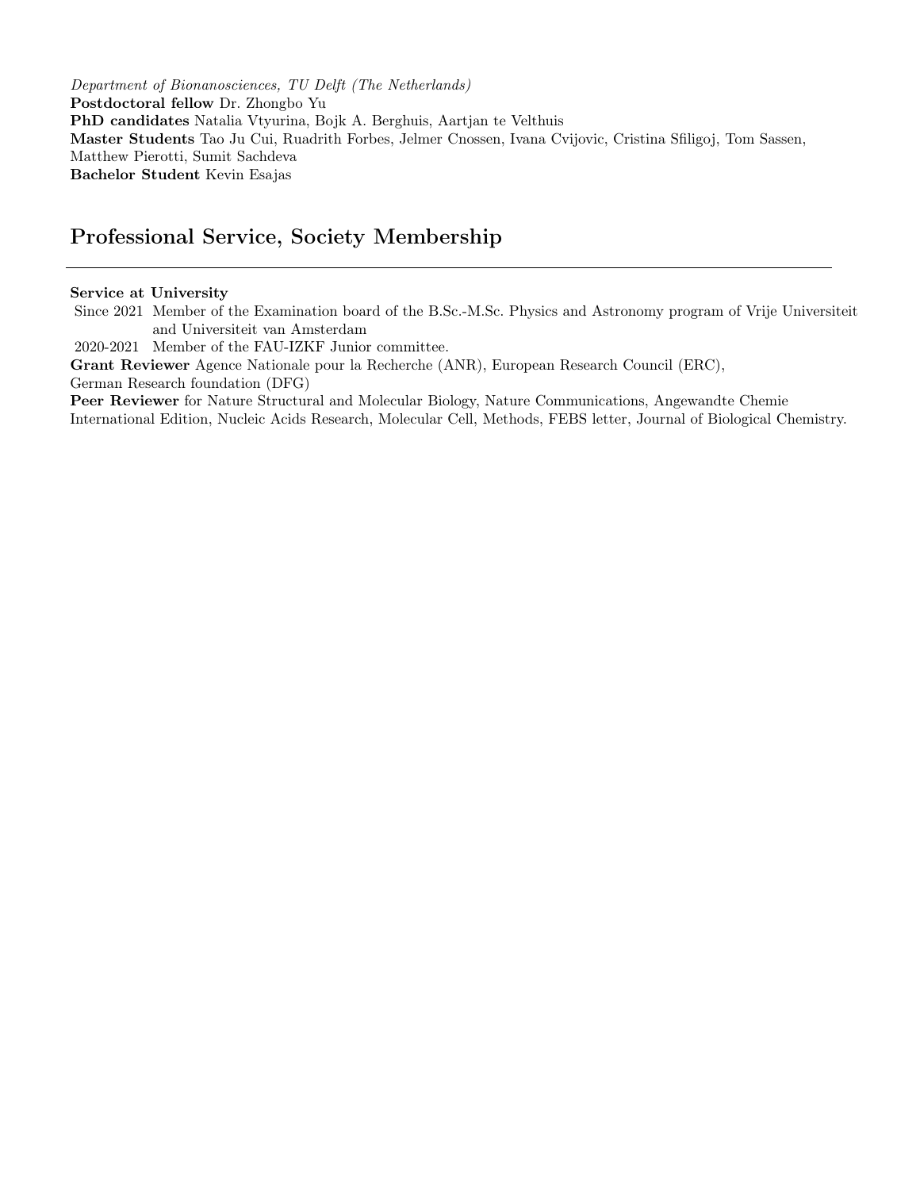*Department of Bionanosciences, TU Delft (The Netherlands)*
**Postdoctoral fellow** Dr. Zhongbo Yu
**PhD candidates** Natalia Vtyurina, Bojk A. Berghuis, Aartjan te Velthuis
**Master Students** Tao Ju Cui, Ruadrith Forbes, Jelmer Cnossen, Ivana Cvijovic, Cristina Sfiligoj, Tom Sassen, Matthew Pierotti, Sumit Sachdeva
**Bachelor Student** Kevin Esajas

## Professional Service, Society Membership

**Service at University**

Since 2021 Member of the Examination board of the B.Sc.-M.Sc. Physics and Astronomy program of Vrije Universiteit and Universiteit van Amsterdam

2020-2021 Member of the FAU-IZKF Junior committee.

**Grant Reviewer** Agence Nationale pour la Recherche (ANR), European Research Council (ERC), German Research foundation (DFG)

**Peer Reviewer** for Nature Structural and Molecular Biology, Nature Communications, Angewandte Chemie International Edition, Nucleic Acids Research, Molecular Cell, Methods, FEBS letter, Journal of Biological Chemistry.